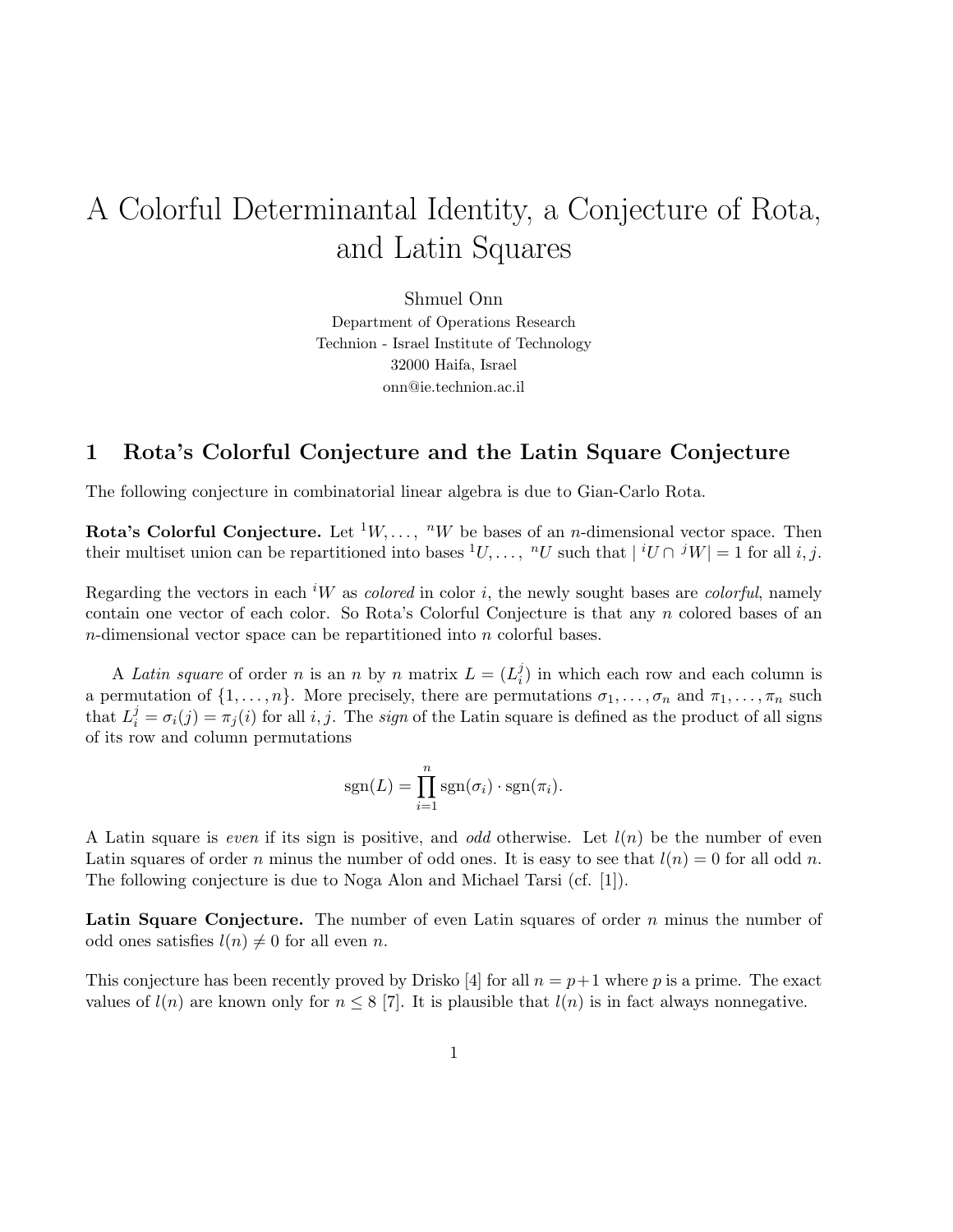# A Colorful Determinantal Identity, a Conjecture of Rota, and Latin Squares

Shmuel Onn

Department of Operations Research
Technion - Israel Institute of Technology
32000 Haifa, Israel
onn@ie.technion.ac.il

## 1 Rota's Colorful Conjecture and the Latin Square Conjecture

The following conjecture in combinatorial linear algebra is due to Gian-Carlo Rota.

**Rota's Colorful Conjecture.** Let ${}^1W, \ldots, {}^nW$ be bases of an $n$-dimensional vector space. Then their multiset union can be repartitioned into bases ${}^1U, \ldots, {}^nU$ such that $|\,{}^iU \cap {}^jW| = 1$ for all $i, j$.

Regarding the vectors in each ${}^iW$ as *colored* in color $i$, the newly sought bases are *colorful*, namely contain one vector of each color. So Rota's Colorful Conjecture is that any $n$ colored bases of an $n$-dimensional vector space can be repartitioned into $n$ colorful bases.

A *Latin square* of order $n$ is an $n$ by $n$ matrix $L = (L_i^j)$ in which each row and each column is a permutation of $\{1, \ldots, n\}$. More precisely, there are permutations $\sigma_1, \ldots, \sigma_n$ and $\pi_1, \ldots, \pi_n$ such that $L_i^j = \sigma_i(j) = \pi_j(i)$ for all $i, j$. The *sign* of the Latin square is defined as the product of all signs of its row and column permutations

$$\operatorname{sgn}(L) = \prod_{i=1}^{n} \operatorname{sgn}(\sigma_i) \cdot \operatorname{sgn}(\pi_i).$$

A Latin square is *even* if its sign is positive, and *odd* otherwise. Let $l(n)$ be the number of even Latin squares of order $n$ minus the number of odd ones. It is easy to see that $l(n) = 0$ for all odd $n$. The following conjecture is due to Noga Alon and Michael Tarsi (cf. [1]).

**Latin Square Conjecture.** The number of even Latin squares of order $n$ minus the number of odd ones satisfies $l(n) \neq 0$ for all even $n$.

This conjecture has been recently proved by Drisko [4] for all $n = p+1$ where $p$ is a prime. The exact values of $l(n)$ are known only for $n \leq 8$ [7]. It is plausible that $l(n)$ is in fact always nonnegative.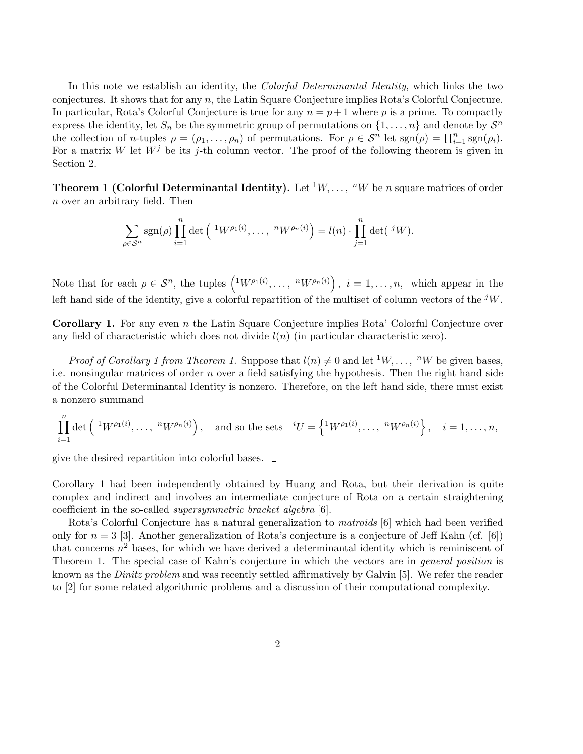In this note we establish an identity, the *Colorful Determinantal Identity*, which links the two conjectures. It shows that for any $n$, the Latin Square Conjecture implies Rota's Colorful Conjecture. In particular, Rota's Colorful Conjecture is true for any $n = p+1$ where $p$ is a prime. To compactly express the identity, let $S_n$ be the symmetric group of permutations on $\{1, \ldots, n\}$ and denote by $\mathcal{S}^n$ the collection of $n$-tuples $\rho = (\rho_1, \ldots, \rho_n)$ of permutations. For $\rho \in \mathcal{S}^n$ let $\operatorname{sgn}(\rho) = \prod_{i=1}^n \operatorname{sgn}(\rho_i)$. For a matrix $W$ let $W^j$ be its $j$-th column vector. The proof of the following theorem is given in Section 2.

**Theorem 1 (Colorful Determinantal Identity).** Let ${}^1W, \ldots, {}^nW$ be $n$ square matrices of order $n$ over an arbitrary field. Then

$$\sum_{\rho \in \mathcal{S}^n} \operatorname{sgn}(\rho) \prod_{i=1}^n \det\left( {}^1W^{\rho_1(i)}, \ldots, {}^nW^{\rho_n(i)} \right) = l(n) \cdot \prod_{j=1}^n \det( {}^jW).$$

Note that for each $\rho \in \mathcal{S}^n$, the tuples $\left({}^1W^{\rho_1(i)}, \ldots, {}^nW^{\rho_n(i)}\right)$, $i = 1, \ldots, n$, which appear in the left hand side of the identity, give a colorful repartition of the multiset of column vectors of the ${}^jW$.

**Corollary 1.** For any even $n$ the Latin Square Conjecture implies Rota' Colorful Conjecture over any field of characteristic which does not divide $l(n)$ (in particular characteristic zero).

*Proof of Corollary 1 from Theorem 1.* Suppose that $l(n) \neq 0$ and let ${}^1W, \ldots, {}^nW$ be given bases, i.e. nonsingular matrices of order $n$ over a field satisfying the hypothesis. Then the right hand side of the Colorful Determinantal Identity is nonzero. Therefore, on the left hand side, there must exist a nonzero summand

$$\prod_{i=1}^n \det\left( {}^1W^{\rho_1(i)}, \ldots, {}^nW^{\rho_n(i)} \right), \quad \text{and so the sets} \quad {}^iU = \left\{ {}^1W^{\rho_1(i)}, \ldots, {}^nW^{\rho_n(i)} \right\}, \quad i = 1, \ldots, n,$$

give the desired repartition into colorful bases. □

Corollary 1 had been independently obtained by Huang and Rota, but their derivation is quite complex and indirect and involves an intermediate conjecture of Rota on a certain straightening coefficient in the so-called *supersymmetric bracket algebra* [6].

Rota's Colorful Conjecture has a natural generalization to *matroids* [6] which had been verified only for $n = 3$ [3]. Another generalization of Rota's conjecture is a conjecture of Jeff Kahn (cf. [6]) that concerns $n^2$ bases, for which we have derived a determinantal identity which is reminiscent of Theorem 1. The special case of Kahn's conjecture in which the vectors are in *general position* is known as the *Dinitz problem* and was recently settled affirmatively by Galvin [5]. We refer the reader to [2] for some related algorithmic problems and a discussion of their computational complexity.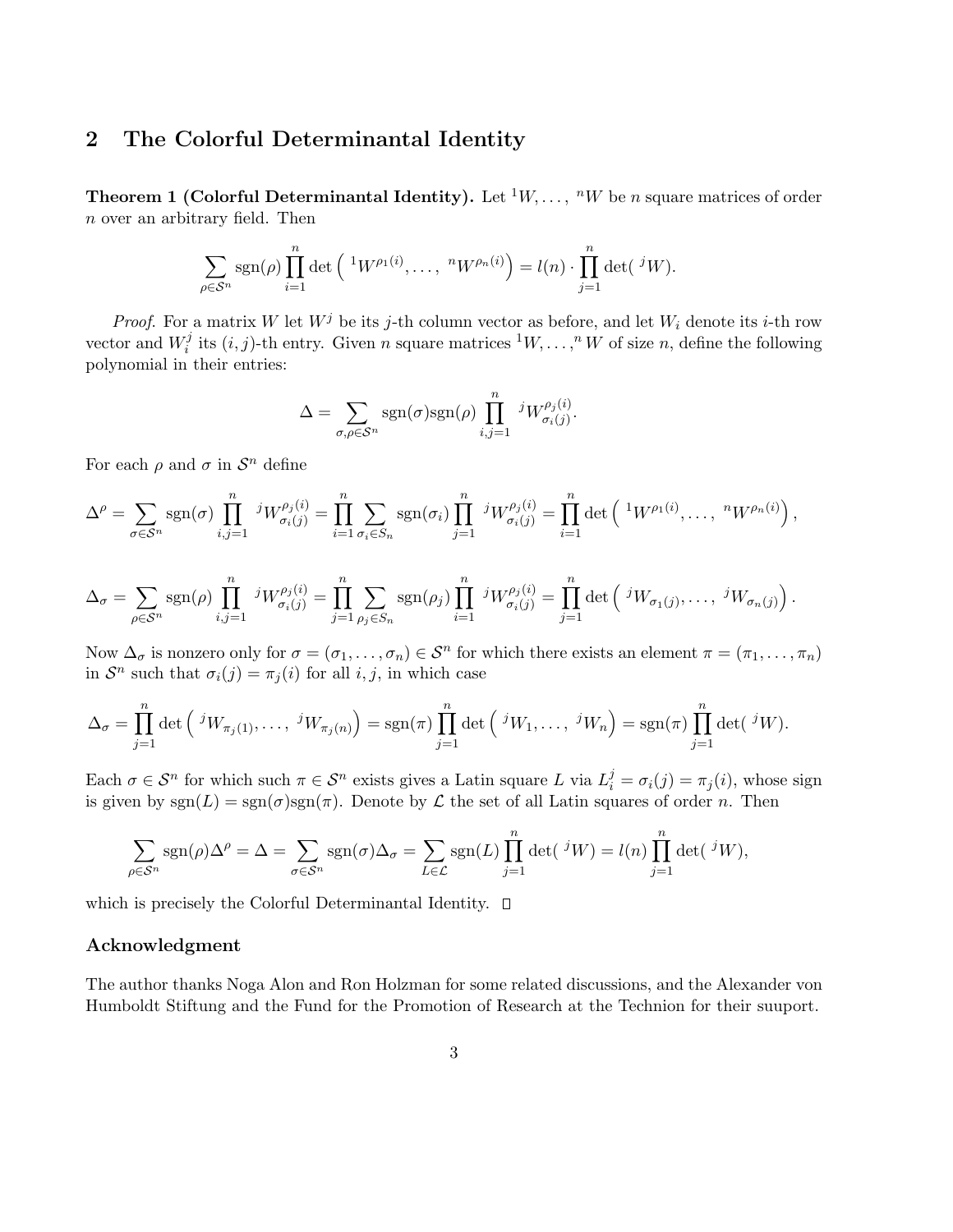## 2 The Colorful Determinantal Identity

**Theorem 1 (Colorful Determinantal Identity).** Let ${}^1W, \ldots, {}^nW$ be $n$ square matrices of order $n$ over an arbitrary field. Then

$$\sum_{\rho \in \mathcal{S}^n} \operatorname{sgn}(\rho) \prod_{i=1}^{n} \det\left( {}^1W^{\rho_1(i)}, \ldots, {}^nW^{\rho_n(i)} \right) = l(n) \cdot \prod_{j=1}^{n} \det( {}^jW).$$

*Proof.* For a matrix $W$ let $W^j$ be its $j$-th column vector as before, and let $W_i$ denote its $i$-th row vector and $W_i^j$ its $(i,j)$-th entry. Given $n$ square matrices ${}^1W, \ldots, {}^nW$ of size $n$, define the following polynomial in their entries:

$$\Delta = \sum_{\sigma, \rho \in \mathcal{S}^n} \operatorname{sgn}(\sigma) \operatorname{sgn}(\rho) \prod_{i,j=1}^{n} {}^jW_{\sigma_i(j)}^{\rho_j(i)}.$$

For each $\rho$ and $\sigma$ in $\mathcal{S}^n$ define

$$\Delta^\rho = \sum_{\sigma \in \mathcal{S}^n} \operatorname{sgn}(\sigma) \prod_{i,j=1}^{n} {}^jW_{\sigma_i(j)}^{\rho_j(i)} = \prod_{i=1}^{n} \sum_{\sigma_i \in S_n} \operatorname{sgn}(\sigma_i) \prod_{j=1}^{n} {}^jW_{\sigma_i(j)}^{\rho_j(i)} = \prod_{i=1}^{n} \det\left( {}^1W^{\rho_1(i)}, \ldots, {}^nW^{\rho_n(i)} \right),$$

$$\Delta_\sigma = \sum_{\rho \in \mathcal{S}^n} \operatorname{sgn}(\rho) \prod_{i,j=1}^{n} {}^jW_{\sigma_i(j)}^{\rho_j(i)} = \prod_{j=1}^{n} \sum_{\rho_j \in S_n} \operatorname{sgn}(\rho_j) \prod_{i=1}^{n} {}^jW_{\sigma_i(j)}^{\rho_j(i)} = \prod_{j=1}^{n} \det\left( {}^jW_{\sigma_1(j)}, \ldots, {}^jW_{\sigma_n(j)} \right).$$

Now $\Delta_\sigma$ is nonzero only for $\sigma = (\sigma_1, \ldots, \sigma_n) \in \mathcal{S}^n$ for which there exists an element $\pi = (\pi_1, \ldots, \pi_n)$ in $\mathcal{S}^n$ such that $\sigma_i(j) = \pi_j(i)$ for all $i, j$, in which case

$$\Delta_\sigma = \prod_{j=1}^{n} \det\left( {}^jW_{\pi_j(1)}, \ldots, {}^jW_{\pi_j(n)} \right) = \operatorname{sgn}(\pi) \prod_{j=1}^{n} \det\left( {}^jW_1, \ldots, {}^jW_n \right) = \operatorname{sgn}(\pi) \prod_{j=1}^{n} \det( {}^jW).$$

Each $\sigma \in \mathcal{S}^n$ for which such $\pi \in \mathcal{S}^n$ exists gives a Latin square $L$ via $L_i^j = \sigma_i(j) = \pi_j(i)$, whose sign is given by $\operatorname{sgn}(L) = \operatorname{sgn}(\sigma)\operatorname{sgn}(\pi)$. Denote by $\mathcal{L}$ the set of all Latin squares of order $n$. Then

$$\sum_{\rho \in \mathcal{S}^n} \operatorname{sgn}(\rho) \Delta^\rho = \Delta = \sum_{\sigma \in \mathcal{S}^n} \operatorname{sgn}(\sigma) \Delta_\sigma = \sum_{L \in \mathcal{L}} \operatorname{sgn}(L) \prod_{j=1}^{n} \det( {}^jW) = l(n) \prod_{j=1}^{n} \det( {}^jW),$$

which is precisely the Colorful Determinantal Identity. □

### Acknowledgment

The author thanks Noga Alon and Ron Holzman for some related discussions, and the Alexander von Humboldt Stiftung and the Fund for the Promotion of Research at the Technion for their suuport.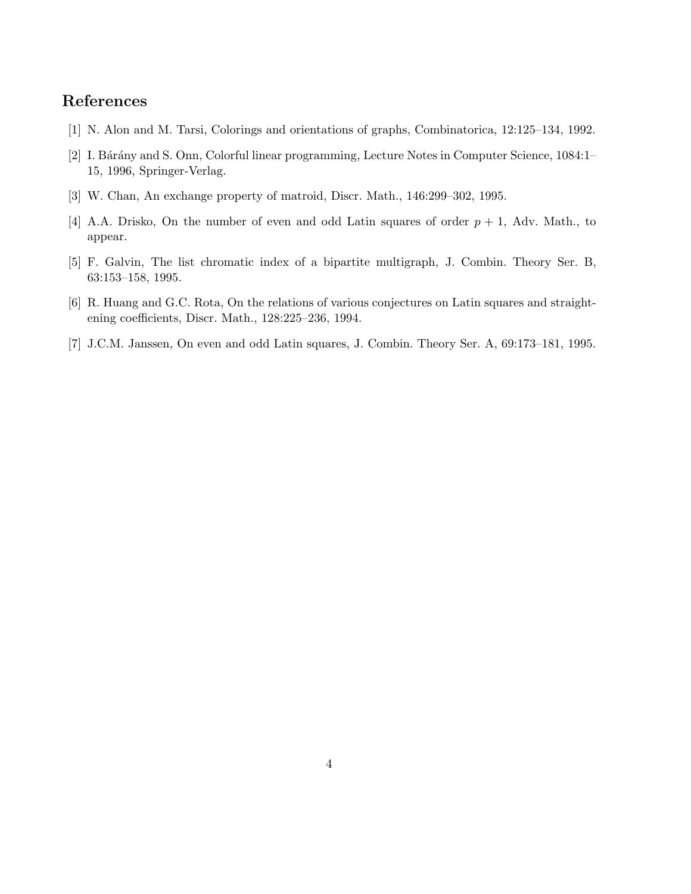## References

[1] N. Alon and M. Tarsi, Colorings and orientations of graphs, Combinatorica, 12:125–134, 1992.

[2] I. Bárány and S. Onn, Colorful linear programming, Lecture Notes in Computer Science, 1084:1–15, 1996, Springer-Verlag.

[3] W. Chan, An exchange property of matroid, Discr. Math., 146:299–302, 1995.

[4] A.A. Drisko, On the number of even and odd Latin squares of order $p + 1$, Adv. Math., to appear.

[5] F. Galvin, The list chromatic index of a bipartite multigraph, J. Combin. Theory Ser. B, 63:153–158, 1995.

[6] R. Huang and G.C. Rota, On the relations of various conjectures on Latin squares and straightening coefficients, Discr. Math., 128:225–236, 1994.

[7] J.C.M. Janssen, On even and odd Latin squares, J. Combin. Theory Ser. A, 69:173–181, 1995.